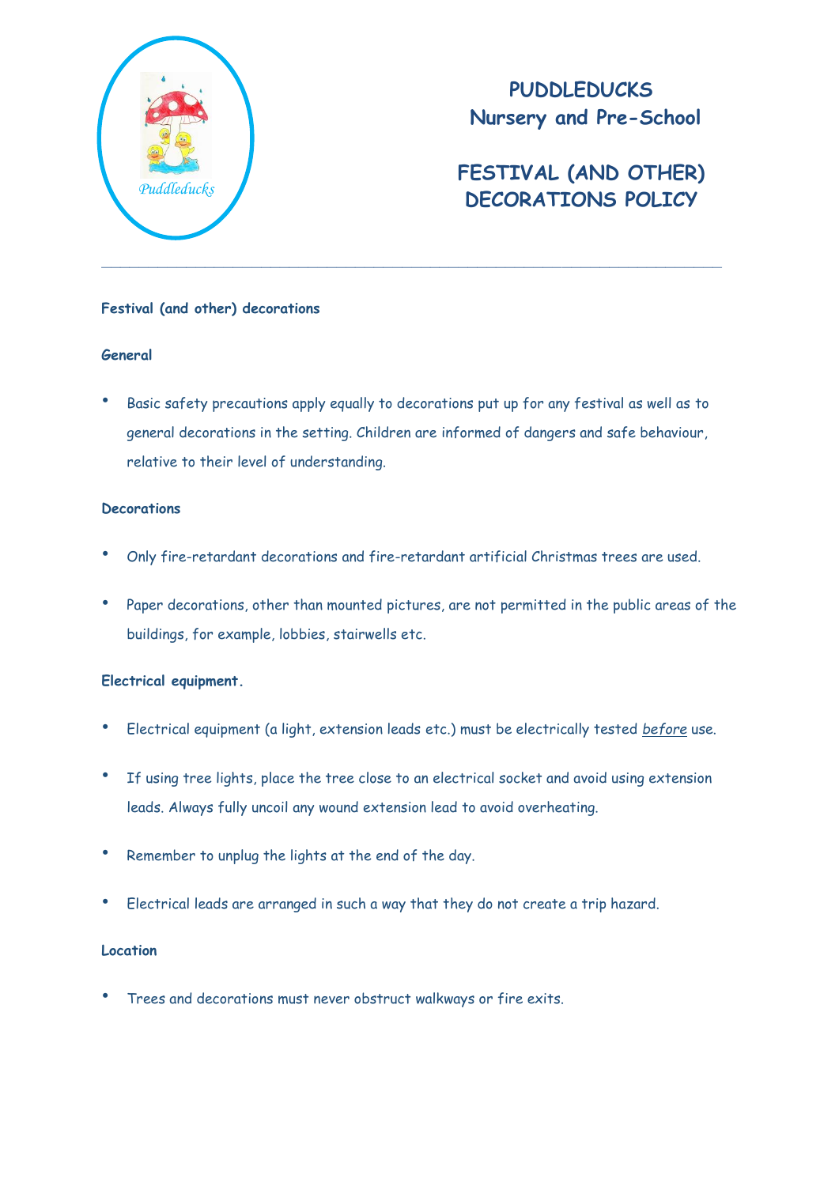# PUDDLEDUCKS
# Nursery and Pre-School

# FESTIVAL (AND OTHER) DECORATIONS POLICY

---

## Festival (and other) decorations

### General

- Basic safety precautions apply equally to decorations put up for any festival as well as to general decorations in the setting. Children are informed of dangers and safe behaviour, relative to their level of understanding.

### Decorations

- Only fire-retardant decorations and fire-retardant artificial Christmas trees are used.
- Paper decorations, other than mounted pictures, are not permitted in the public areas of the buildings, for example, lobbies, stairwells etc.

### Electrical equipment.

- Electrical equipment (a light, extension leads etc.) must be electrically tested *before* use.
- If using tree lights, place the tree close to an electrical socket and avoid using extension leads. Always fully uncoil any wound extension lead to avoid overheating.
- Remember to unplug the lights at the end of the day.
- Electrical leads are arranged in such a way that they do not create a trip hazard.

### Location

- Trees and decorations must never obstruct walkways or fire exits.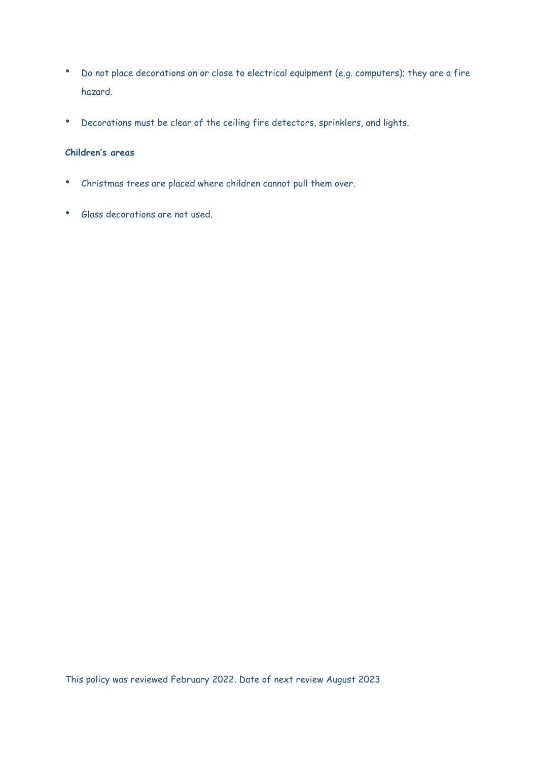- Do not place decorations on or close to electrical equipment (e.g. computers); they are a fire hazard.
- Decorations must be clear of the ceiling fire detectors, sprinklers, and lights.

**Children's areas**

- Christmas trees are placed where children cannot pull them over.
- Glass decorations are not used.

This policy was reviewed February 2022. Date of next review August 2023